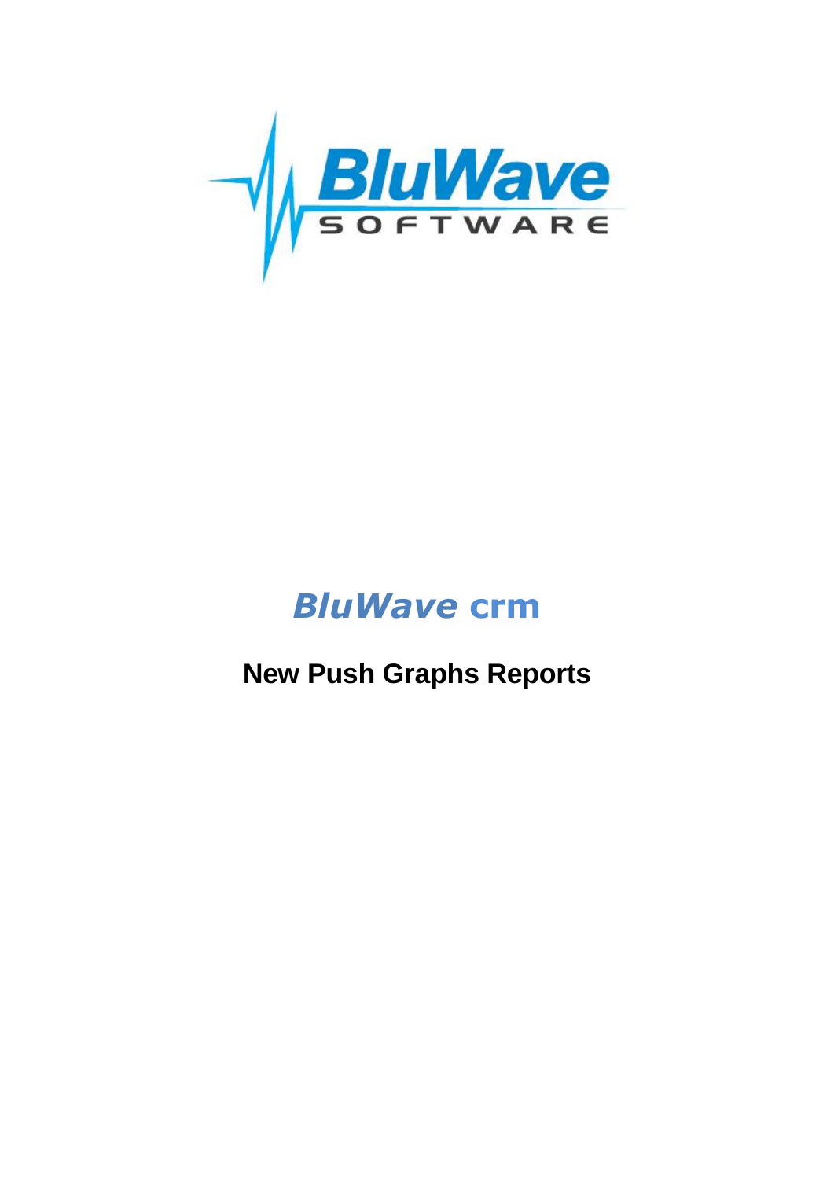# *BluWave* crm

## New Push Graphs Reports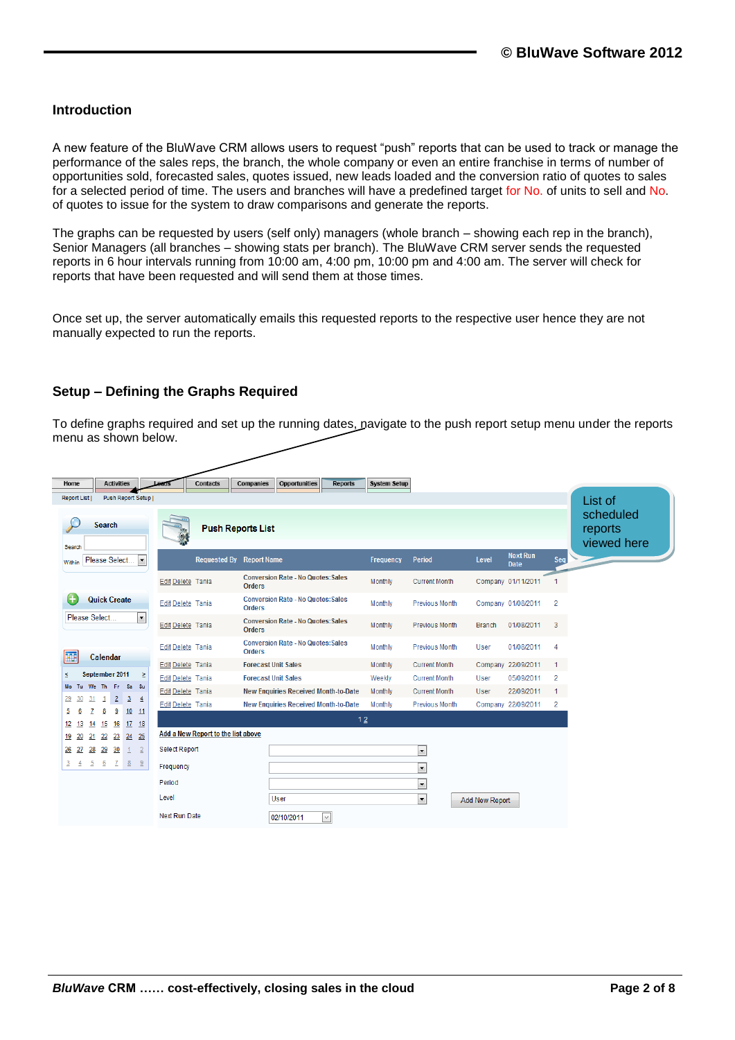## Introduction

A new feature of the BluWave CRM allows users to request "push" reports that can be used to track or manage the performance of the sales reps, the branch, the whole company or even an entire franchise in terms of number of opportunities sold, forecasted sales, quotes issued, new leads loaded and the conversion ratio of quotes to sales for a selected period of time. The users and branches will have a predefined target for No. of units to sell and No. of quotes to issue for the system to draw comparisons and generate the reports.

The graphs can be requested by users (self only) managers (whole branch – showing each rep in the branch), Senior Managers (all branches – showing stats per branch). The BluWave CRM server sends the requested reports in 6 hour intervals running from 10:00 am, 4:00 pm, 10:00 pm and 4:00 am. The server will check for reports that have been requested and will send them at those times.

Once set up, the server automatically emails this requested reports to the respective user hence they are not manually expected to run the reports.

## Setup – Defining the Graphs Required

To define graphs required and set up the running dates, navigate to the push report setup menu under the reports menu as shown below.

Home | Activities | Leads | Contacts | Companies | Opportunities | Reports | System Setup

Report List | Push Report Setup |

List of scheduled reports viewed here

**Push Reports List**

| | Requested By | Report Name | Frequency | Period | Level | Next Run Date | Seq |
|---|---|---|---|---|---|---|---|
| Edit Delete | Tania | Conversion Rate - No Quotes:Sales Orders | Monthly | Current Month | Company | 01/11/2011 | 1 |
| Edit Delete | Tania | Conversion Rate - No Quotes:Sales Orders | Monthly | Previous Month | Company | 01/08/2011 | 2 |
| Edit Delete | Tania | Conversion Rate - No Quotes:Sales Orders | Monthly | Previous Month | Branch | 01/08/2011 | 3 |
| Edit Delete | Tania | Conversion Rate - No Quotes:Sales Orders | Monthly | Previous Month | User | 01/08/2011 | 4 |
| Edit Delete | Tania | Forecast Unit Sales | Monthly | Current Month | Company | 22/09/2011 | 1 |
| Edit Delete | Tania | Forecast Unit Sales | Weekly | Current Month | User | 05/09/2011 | 2 |
| Edit Delete | Tania | New Enquiries Received Month-to-Date | Monthly | Current Month | User | 22/09/2011 | 1 |
| Edit Delete | Tania | New Enquiries Received Month-to-Date | Monthly | Previous Month | Company | 22/09/2011 | 2 |

1 2

Add a New Report to the list above

Select Report

Frequency

Period

Level: User

Next Run Date: 02/10/2011

Add New Report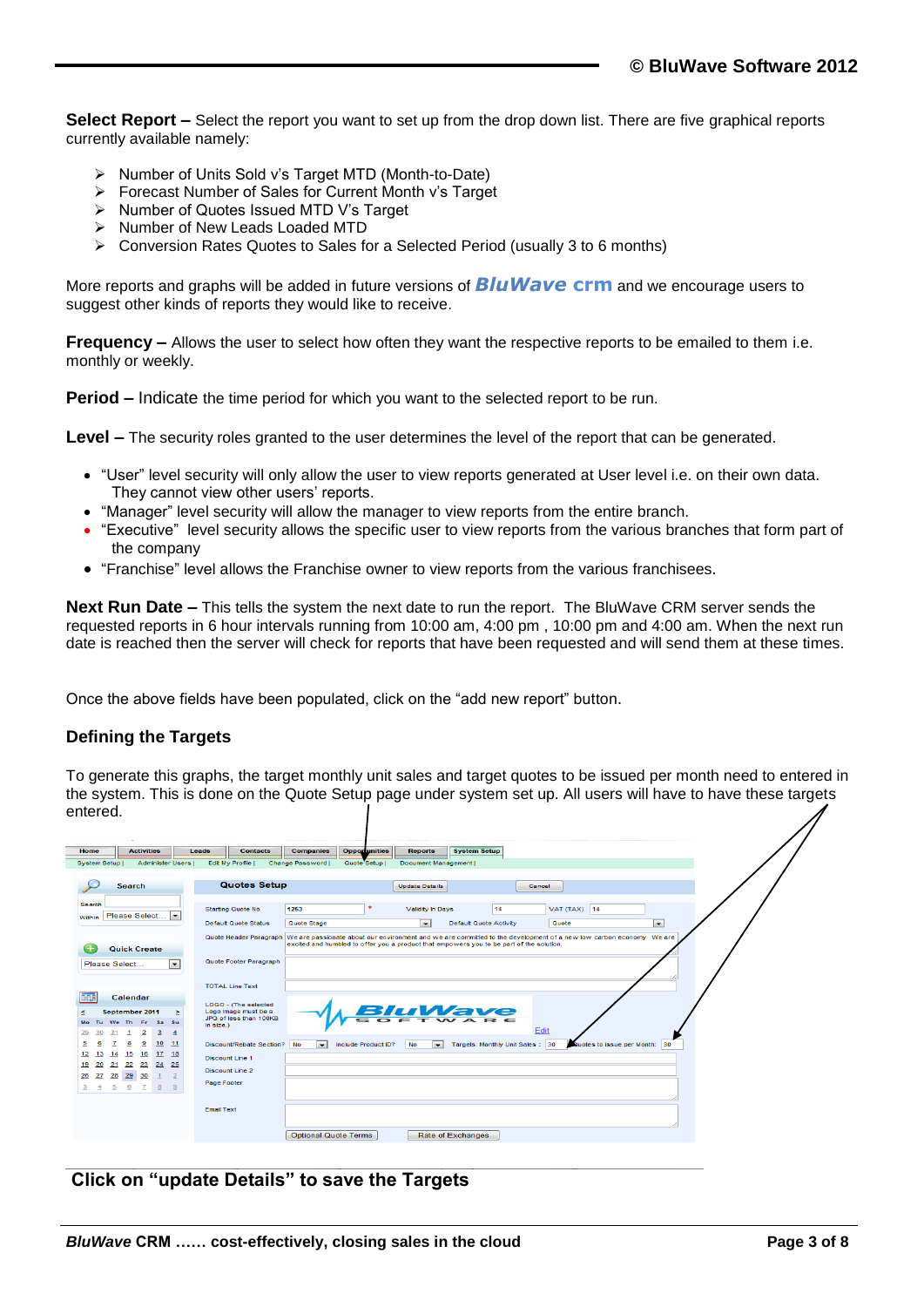**Select Report –** Select the report you want to set up from the drop down list. There are five graphical reports currently available namely:

- Number of Units Sold v's Target MTD (Month-to-Date)
- Forecast Number of Sales for Current Month v's Target
- Number of Quotes Issued MTD V's Target
- Number of New Leads Loaded MTD
- Conversion Rates Quotes to Sales for a Selected Period (usually 3 to 6 months)

More reports and graphs will be added in future versions of ***BluWave* crm** and we encourage users to suggest other kinds of reports they would like to receive.

**Frequency –** Allows the user to select how often they want the respective reports to be emailed to them i.e. monthly or weekly.

**Period –** Indicate the time period for which you want to the selected report to be run.

**Level –** The security roles granted to the user determines the level of the report that can be generated.

- "User" level security will only allow the user to view reports generated at User level i.e. on their own data. They cannot view other users' reports.
- "Manager" level security will allow the manager to view reports from the entire branch.
- "Executive" level security allows the specific user to view reports from the various branches that form part of the company
- "Franchise" level allows the Franchise owner to view reports from the various franchisees.

**Next Run Date –** This tells the system the next date to run the report. The BluWave CRM server sends the requested reports in 6 hour intervals running from 10:00 am, 4:00 pm , 10:00 pm and 4:00 am. When the next run date is reached then the server will check for reports that have been requested and will send them at these times.

Once the above fields have been populated, click on the "add new report" button.

### Defining the Targets

To generate this graphs, the target monthly unit sales and target quotes to be issued per month need to entered in the system. This is done on the Quote Setup page under system set up. All users will have to have these targets entered.

### Click on "update Details" to save the Targets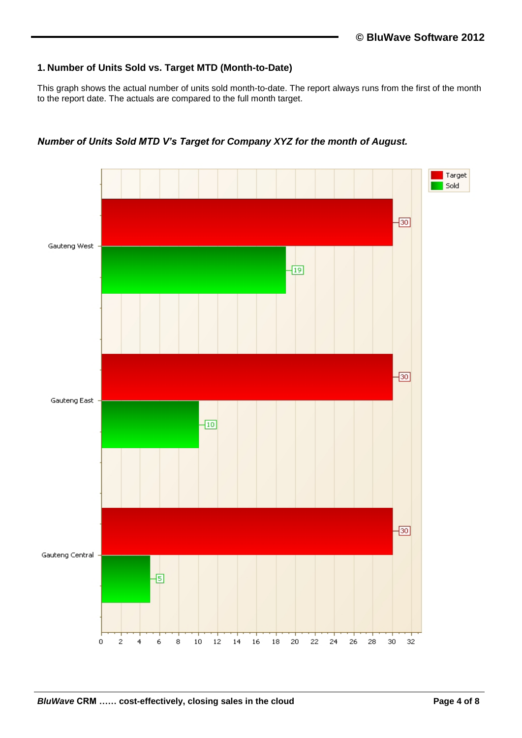## 1. Number of Units Sold vs. Target MTD (Month-to-Date)

This graph shows the actual number of units sold month-to-date. The report always runs from the first of the month to the report date. The actuals are compared to the full month target.

***Number of Units Sold MTD V's Target for Company XYZ for the month of August.***

| Region | Target | Sold |
|---|---|---|
| Gauteng West | 30 | 19 |
| Gauteng East | 30 | 10 |
| Gauteng Central | 30 | 5 |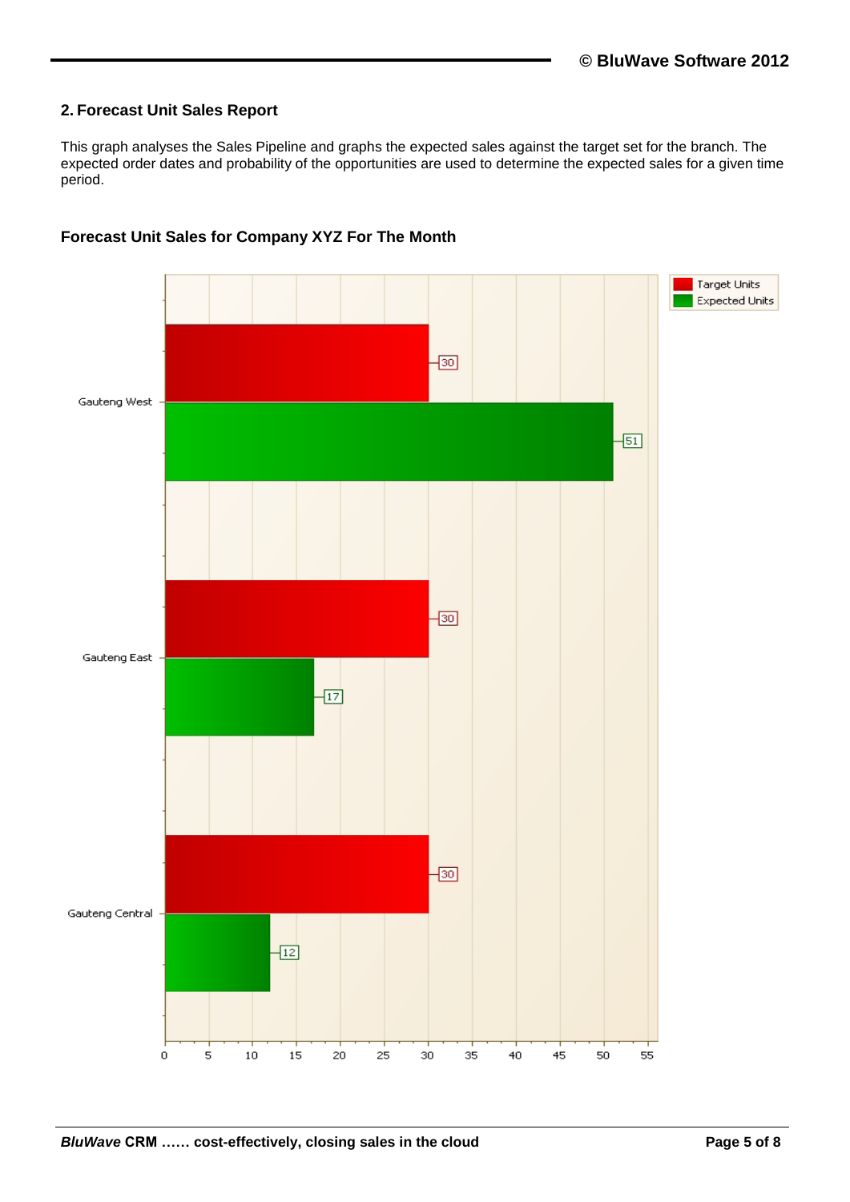## 2. Forecast Unit Sales Report

This graph analyses the Sales Pipeline and graphs the expected sales against the target set for the branch. The expected order dates and probability of the opportunities are used to determine the expected sales for a given time period.

### Forecast Unit Sales for Company XYZ For The Month

| Branch | Target Units | Expected Units |
|---|---|---|
| Gauteng West | 30 | 51 |
| Gauteng East | 30 | 17 |
| Gauteng Central | 30 | 12 |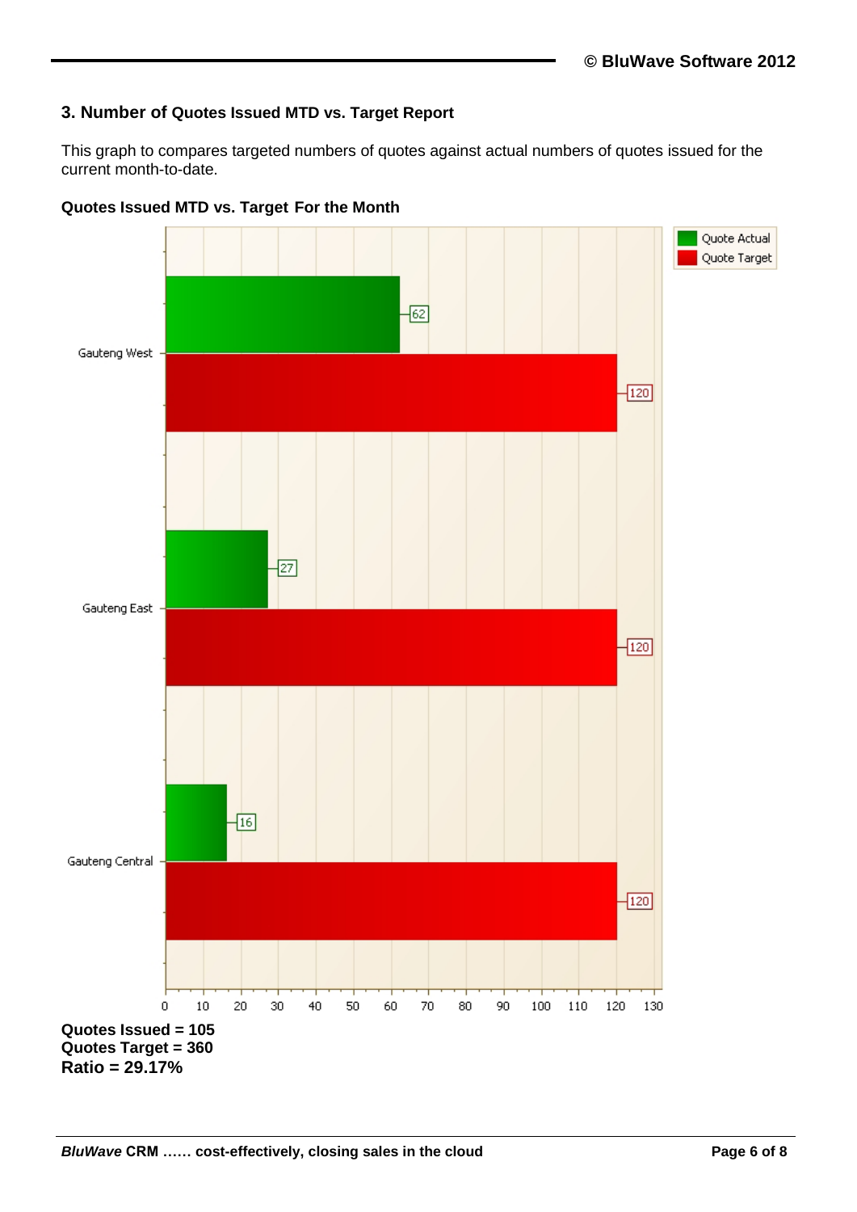### 3. Number of Quotes Issued MTD vs. Target Report

This graph to compares targeted numbers of quotes against actual numbers of quotes issued for the current month-to-date.

**Quotes Issued MTD vs. Target For the Month**

| | Quote Actual | Quote Target |
|---|---|---|
| Gauteng West | 62 | 120 |
| Gauteng East | 27 | 120 |
| Gauteng Central | 16 | 120 |

**Quotes Issued = 105**
**Quotes Target = 360**
**Ratio = 29.17%**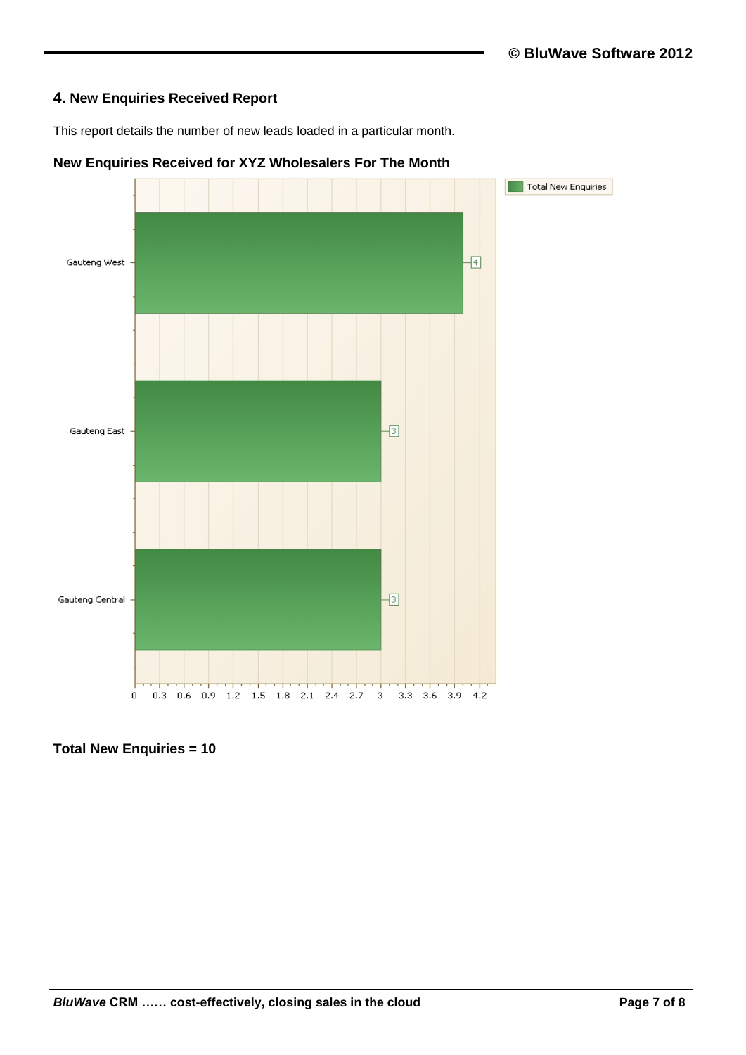## 4. New Enquiries Received Report

This report details the number of new leads loaded in a particular month.

**New Enquiries Received for XYZ Wholesalers For The Month**

| Region | Total New Enquiries |
|---|---|
| Gauteng West | 4 |
| Gauteng East | 3 |
| Gauteng Central | 3 |

**Total New Enquiries = 10**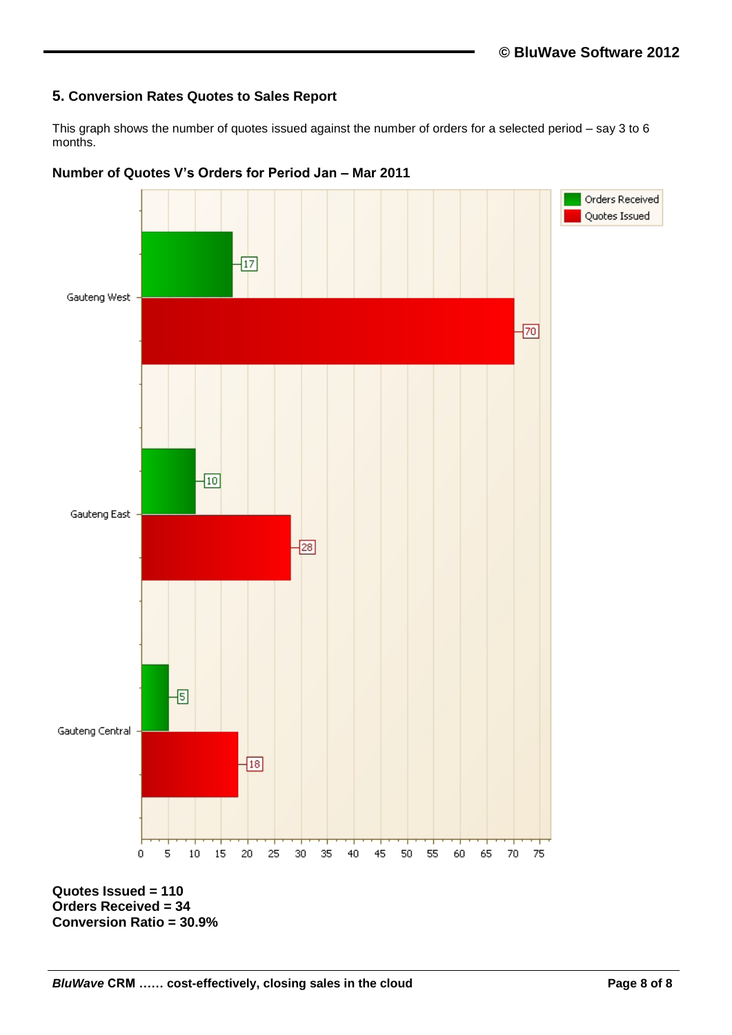## 5. Conversion Rates Quotes to Sales Report

This graph shows the number of quotes issued against the number of orders for a selected period – say 3 to 6 months.

### Number of Quotes V's Orders for Period Jan – Mar 2011

Orders Received
Quotes Issued

Gauteng West
17
70

Gauteng East
10
28

Gauteng Central
5
18

0 5 10 15 20 25 30 35 40 45 50 55 60 65 70 75

**Quotes Issued = 110**
**Orders Received = 34**
**Conversion Ratio = 30.9%**